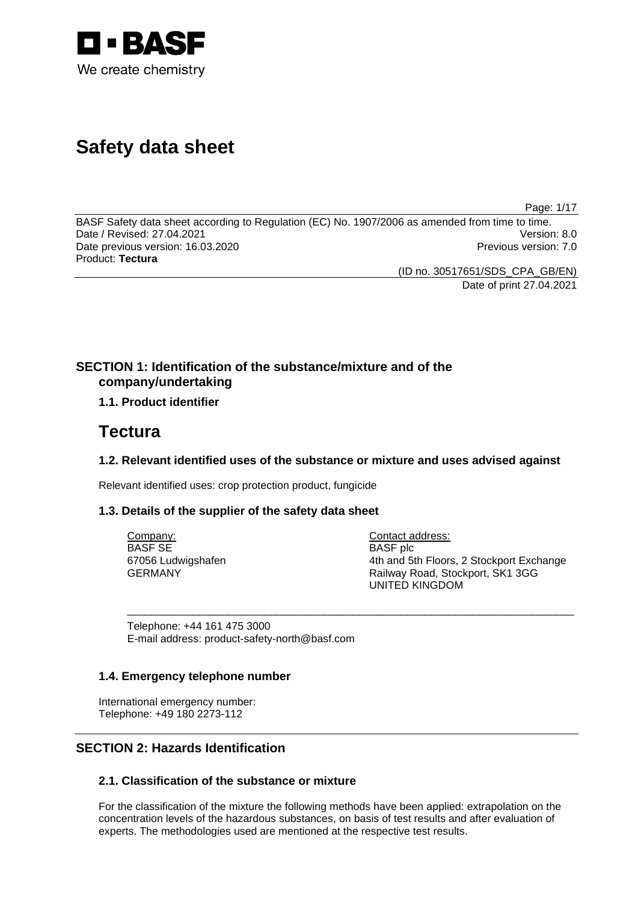BASF

We create chemistry

# Safety data sheet

BASF Safety data sheet according to Regulation (EC) No. 1907/2006 as amended from time to time.
Date / Revised: 27.04.2021 Version: 8.0
Date previous version: 16.03.2020 Previous version: 7.0
Product: **Tectura**

(ID no. 30517651/SDS_CPA_GB/EN)
Date of print 27.04.2021

## SECTION 1: Identification of the substance/mixture and of the company/undertaking

### 1.1. Product identifier

# Tectura

### 1.2. Relevant identified uses of the substance or mixture and uses advised against

Relevant identified uses: crop protection product, fungicide

### 1.3. Details of the supplier of the safety data sheet

Company:
BASF SE
67056 Ludwigshafen
GERMANY

Contact address:
BASF plc
4th and 5th Floors, 2 Stockport Exchange
Railway Road, Stockport, SK1 3GG
UNITED KINGDOM

Telephone: +44 161 475 3000
E-mail address: product-safety-north@basf.com

### 1.4. Emergency telephone number

International emergency number:
Telephone: +49 180 2273-112

## SECTION 2: Hazards Identification

### 2.1. Classification of the substance or mixture

For the classification of the mixture the following methods have been applied: extrapolation on the concentration levels of the hazardous substances, on basis of test results and after evaluation of experts. The methodologies used are mentioned at the respective test results.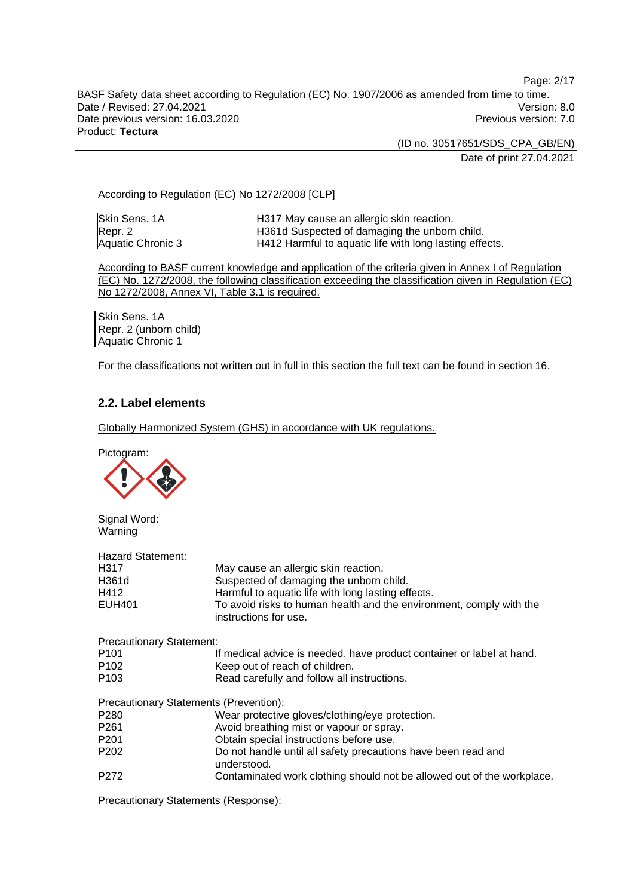According to Regulation (EC) No 1272/2008 [CLP]

| | |
|---|---|
| Skin Sens. 1A | H317 May cause an allergic skin reaction. |
| Repr. 2 | H361d Suspected of damaging the unborn child. |
| Aquatic Chronic 3 | H412 Harmful to aquatic life with long lasting effects. |

According to BASF current knowledge and application of the criteria given in Annex I of Regulation (EC) No. 1272/2008, the following classification exceeding the classification given in Regulation (EC) No 1272/2008, Annex VI, Table 3.1 is required.

Skin Sens. 1A
Repr. 2 (unborn child)
Aquatic Chronic 1

For the classifications not written out in full in this section the full text can be found in section 16.

## 2.2. Label elements

Globally Harmonized System (GHS) in accordance with UK regulations.

Pictogram:

Signal Word:
Warning

Hazard Statement:

| | |
|---|---|
| H317 | May cause an allergic skin reaction. |
| H361d | Suspected of damaging the unborn child. |
| H412 | Harmful to aquatic life with long lasting effects. |
| EUH401 | To avoid risks to human health and the environment, comply with the instructions for use. |

Precautionary Statement:

| | |
|---|---|
| P101 | If medical advice is needed, have product container or label at hand. |
| P102 | Keep out of reach of children. |
| P103 | Read carefully and follow all instructions. |

Precautionary Statements (Prevention):

| | |
|---|---|
| P280 | Wear protective gloves/clothing/eye protection. |
| P261 | Avoid breathing mist or vapour or spray. |
| P201 | Obtain special instructions before use. |
| P202 | Do not handle until all safety precautions have been read and understood. |
| P272 | Contaminated work clothing should not be allowed out of the workplace. |

Precautionary Statements (Response):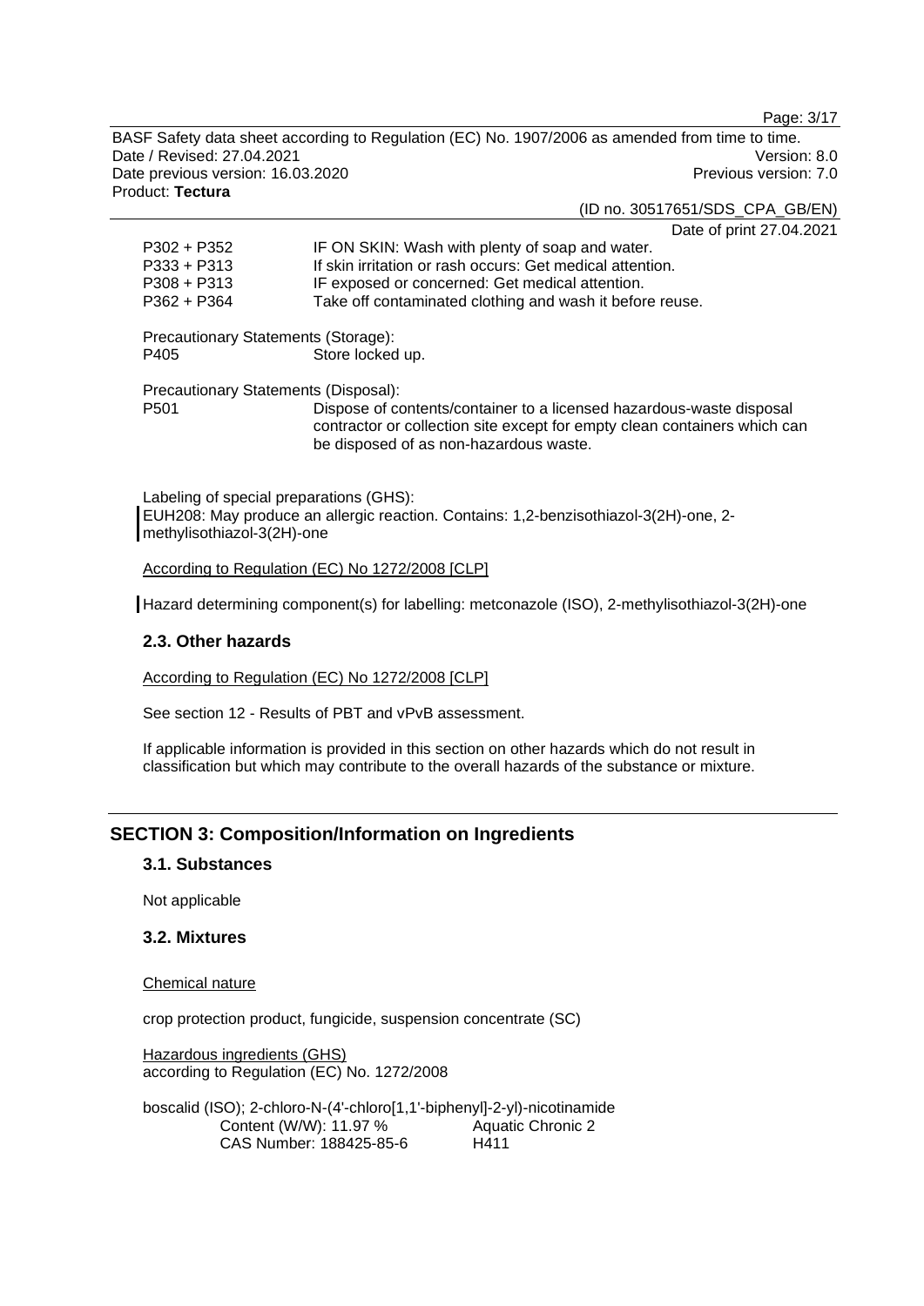| | |
|---|---|
| P302 + P352 | IF ON SKIN: Wash with plenty of soap and water. |
| P333 + P313 | If skin irritation or rash occurs: Get medical attention. |
| P308 + P313 | IF exposed or concerned: Get medical attention. |
| P362 + P364 | Take off contaminated clothing and wash it before reuse. |

Precautionary Statements (Storage):

| | |
|---|---|
| P405 | Store locked up. |

Precautionary Statements (Disposal):

| | |
|---|---|
| P501 | Dispose of contents/container to a licensed hazardous-waste disposal contractor or collection site except for empty clean containers which can be disposed of as non-hazardous waste. |

Labeling of special preparations (GHS):
EUH208: May produce an allergic reaction. Contains: 1,2-benzisothiazol-3(2H)-one, 2-methylisothiazol-3(2H)-one

According to Regulation (EC) No 1272/2008 [CLP]

Hazard determining component(s) for labelling: metconazole (ISO), 2-methylisothiazol-3(2H)-one

### 2.3. Other hazards

According to Regulation (EC) No 1272/2008 [CLP]

See section 12 - Results of PBT and vPvB assessment.

If applicable information is provided in this section on other hazards which do not result in classification but which may contribute to the overall hazards of the substance or mixture.

## SECTION 3: Composition/Information on Ingredients

### 3.1. Substances

Not applicable

### 3.2. Mixtures

Chemical nature

crop protection product, fungicide, suspension concentrate (SC)

Hazardous ingredients (GHS)
according to Regulation (EC) No. 1272/2008

boscalid (ISO); 2-chloro-N-(4'-chloro[1,1'-biphenyl]-2-yl)-nicotinamide

| | |
|---|---|
| Content (W/W): 11.97 % | Aquatic Chronic 2 |
| CAS Number: 188425-85-6 | H411 |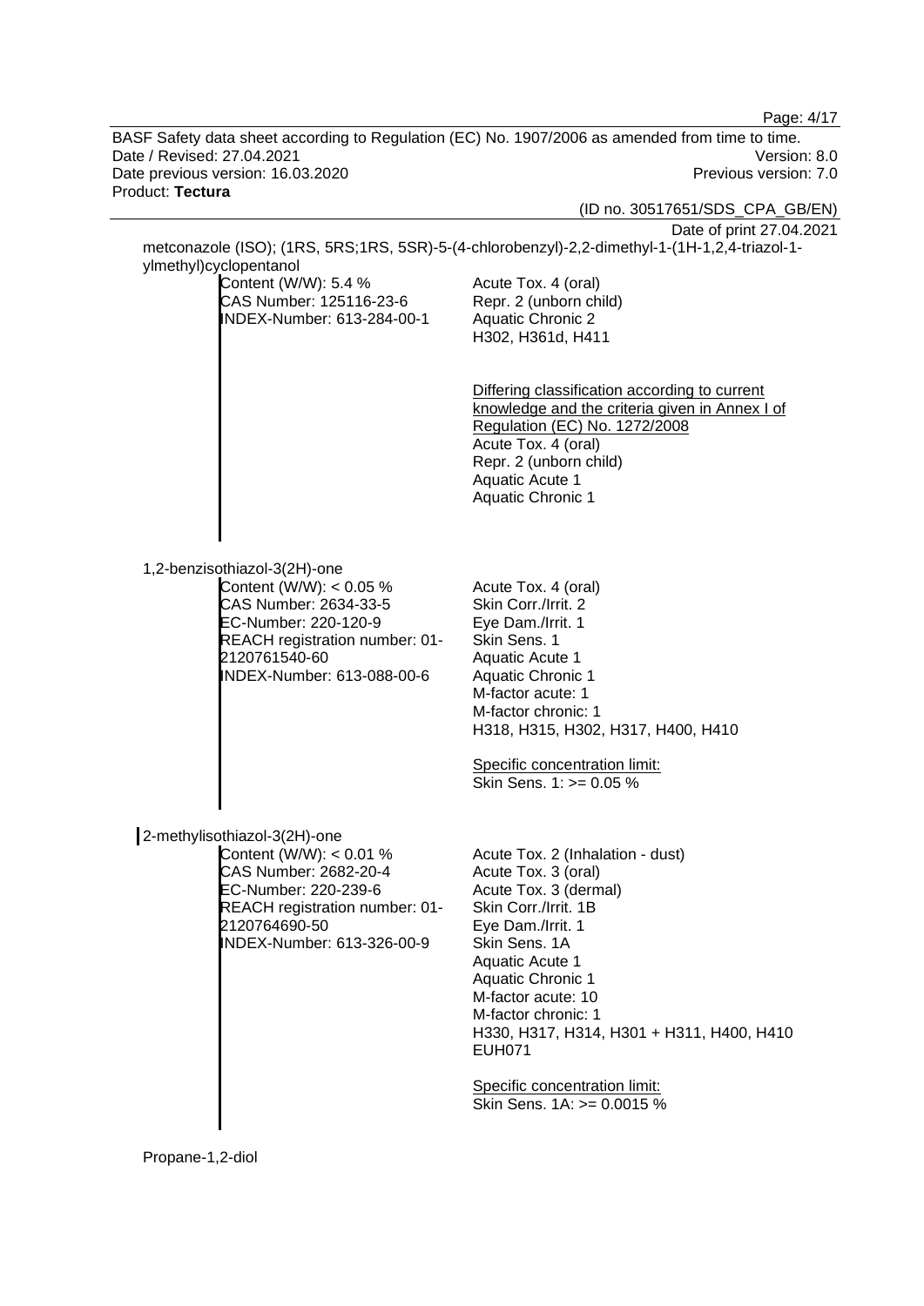metconazole (ISO); (1RS, 5RS;1RS, 5SR)-5-(4-chlorobenzyl)-2,2-dimethyl-1-(1H-1,2,4-triazol-1-ylmethyl)cyclopentanol

Content (W/W): 5.4 %  
CAS Number: 125116-23-6  
INDEX-Number: 613-284-00-1

Acute Tox. 4 (oral)  
Repr. 2 (unborn child)  
Aquatic Chronic 2  
H302, H361d, H411

Differing classification according to current knowledge and the criteria given in Annex I of Regulation (EC) No. 1272/2008  
Acute Tox. 4 (oral)  
Repr. 2 (unborn child)  
Aquatic Acute 1  
Aquatic Chronic 1

1,2-benzisothiazol-3(2H)-one

Content (W/W): < 0.05 %  
CAS Number: 2634-33-5  
EC-Number: 220-120-9  
REACH registration number: 01-2120761540-60  
INDEX-Number: 613-088-00-6

Acute Tox. 4 (oral)  
Skin Corr./Irrit. 2  
Eye Dam./Irrit. 1  
Skin Sens. 1  
Aquatic Acute 1  
Aquatic Chronic 1  
M-factor acute: 1  
M-factor chronic: 1  
H318, H315, H302, H317, H400, H410

Specific concentration limit:  
Skin Sens. 1: >= 0.05 %

2-methylisothiazol-3(2H)-one

Content (W/W): < 0.01 %  
CAS Number: 2682-20-4  
EC-Number: 220-239-6  
REACH registration number: 01-2120764690-50  
INDEX-Number: 613-326-00-9

Acute Tox. 2 (Inhalation - dust)  
Acute Tox. 3 (oral)  
Acute Tox. 3 (dermal)  
Skin Corr./Irrit. 1B  
Eye Dam./Irrit. 1  
Skin Sens. 1A  
Aquatic Acute 1  
Aquatic Chronic 1  
M-factor acute: 10  
M-factor chronic: 1  
H330, H317, H314, H301 + H311, H400, H410  
EUH071

Specific concentration limit:  
Skin Sens. 1A: >= 0.0015 %

Propane-1,2-diol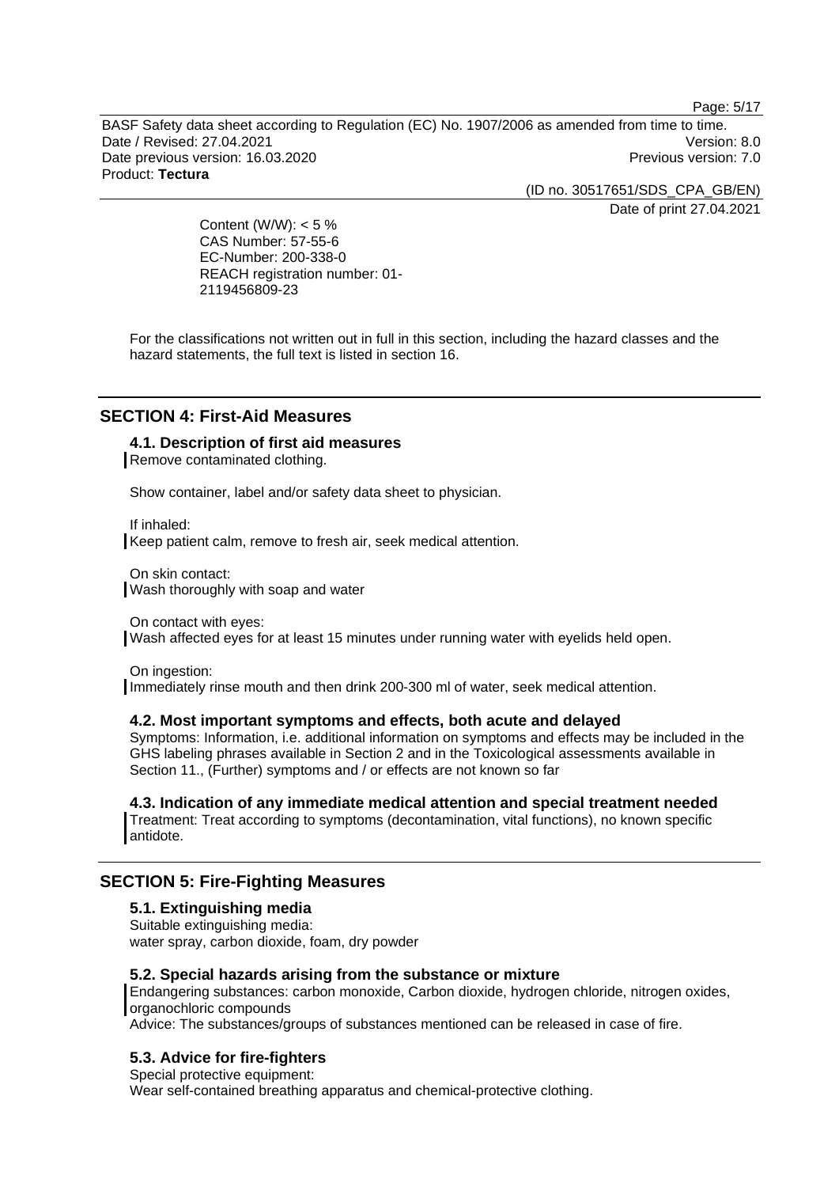Content (W/W): < 5 %
CAS Number: 57-55-6
EC-Number: 200-338-0
REACH registration number: 01-2119456809-23

For the classifications not written out in full in this section, including the hazard classes and the hazard statements, the full text is listed in section 16.

## SECTION 4: First-Aid Measures

### 4.1. Description of first aid measures

Remove contaminated clothing.

Show container, label and/or safety data sheet to physician.

If inhaled:
Keep patient calm, remove to fresh air, seek medical attention.

On skin contact:
Wash thoroughly with soap and water

On contact with eyes:
Wash affected eyes for at least 15 minutes under running water with eyelids held open.

On ingestion:
Immediately rinse mouth and then drink 200-300 ml of water, seek medical attention.

### 4.2. Most important symptoms and effects, both acute and delayed

Symptoms: Information, i.e. additional information on symptoms and effects may be included in the GHS labeling phrases available in Section 2 and in the Toxicological assessments available in Section 11., (Further) symptoms and / or effects are not known so far

### 4.3. Indication of any immediate medical attention and special treatment needed

Treatment: Treat according to symptoms (decontamination, vital functions), no known specific antidote.

## SECTION 5: Fire-Fighting Measures

### 5.1. Extinguishing media

Suitable extinguishing media:
water spray, carbon dioxide, foam, dry powder

### 5.2. Special hazards arising from the substance or mixture

Endangering substances: carbon monoxide, Carbon dioxide, hydrogen chloride, nitrogen oxides, organochloric compounds
Advice: The substances/groups of substances mentioned can be released in case of fire.

### 5.3. Advice for fire-fighters

Special protective equipment:
Wear self-contained breathing apparatus and chemical-protective clothing.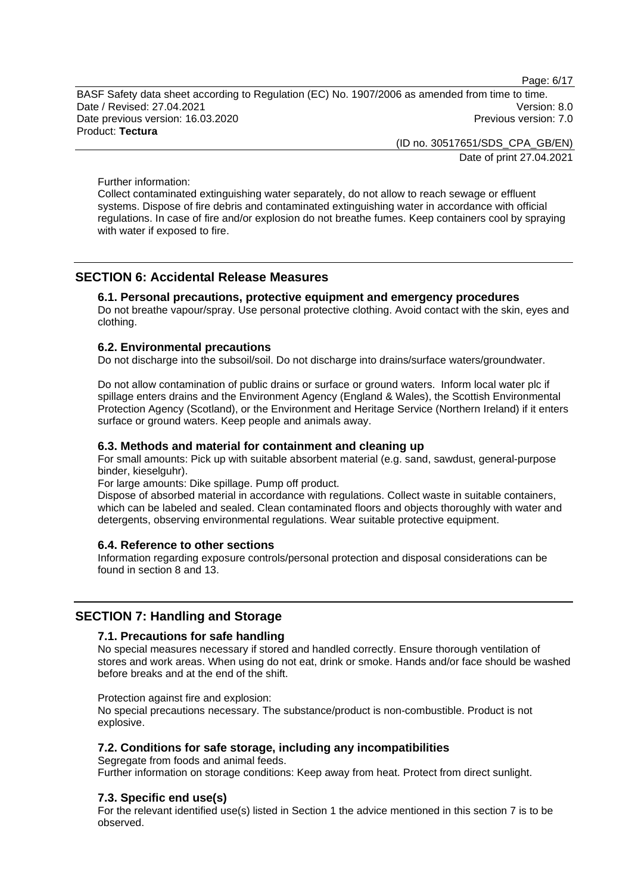Further information:
Collect contaminated extinguishing water separately, do not allow to reach sewage or effluent systems. Dispose of fire debris and contaminated extinguishing water in accordance with official regulations. In case of fire and/or explosion do not breathe fumes. Keep containers cool by spraying with water if exposed to fire.

## SECTION 6: Accidental Release Measures

### 6.1. Personal precautions, protective equipment and emergency procedures

Do not breathe vapour/spray. Use personal protective clothing. Avoid contact with the skin, eyes and clothing.

### 6.2. Environmental precautions

Do not discharge into the subsoil/soil. Do not discharge into drains/surface waters/groundwater.

Do not allow contamination of public drains or surface or ground waters. Inform local water plc if spillage enters drains and the Environment Agency (England & Wales), the Scottish Environmental Protection Agency (Scotland), or the Environment and Heritage Service (Northern Ireland) if it enters surface or ground waters. Keep people and animals away.

### 6.3. Methods and material for containment and cleaning up

For small amounts: Pick up with suitable absorbent material (e.g. sand, sawdust, general-purpose binder, kieselguhr).
For large amounts: Dike spillage. Pump off product.
Dispose of absorbed material in accordance with regulations. Collect waste in suitable containers, which can be labeled and sealed. Clean contaminated floors and objects thoroughly with water and detergents, observing environmental regulations. Wear suitable protective equipment.

### 6.4. Reference to other sections

Information regarding exposure controls/personal protection and disposal considerations can be found in section 8 and 13.

## SECTION 7: Handling and Storage

### 7.1. Precautions for safe handling

No special measures necessary if stored and handled correctly. Ensure thorough ventilation of stores and work areas. When using do not eat, drink or smoke. Hands and/or face should be washed before breaks and at the end of the shift.

Protection against fire and explosion:
No special precautions necessary. The substance/product is non-combustible. Product is not explosive.

### 7.2. Conditions for safe storage, including any incompatibilities

Segregate from foods and animal feeds.
Further information on storage conditions: Keep away from heat. Protect from direct sunlight.

### 7.3. Specific end use(s)

For the relevant identified use(s) listed in Section 1 the advice mentioned in this section 7 is to be observed.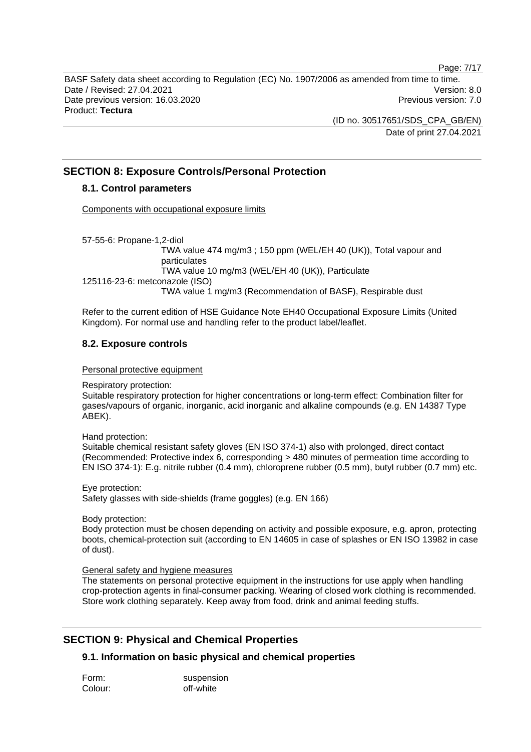## SECTION 8: Exposure Controls/Personal Protection

### 8.1. Control parameters

Components with occupational exposure limits

57-55-6: Propane-1,2-diol
TWA value 474 mg/m3 ; 150 ppm (WEL/EH 40 (UK)), Total vapour and particulates
TWA value 10 mg/m3 (WEL/EH 40 (UK)), Particulate

125116-23-6: metconazole (ISO)
TWA value 1 mg/m3 (Recommendation of BASF), Respirable dust

Refer to the current edition of HSE Guidance Note EH40 Occupational Exposure Limits (United Kingdom). For normal use and handling refer to the product label/leaflet.

### 8.2. Exposure controls

Personal protective equipment

Respiratory protection:
Suitable respiratory protection for higher concentrations or long-term effect: Combination filter for gases/vapours of organic, inorganic, acid inorganic and alkaline compounds (e.g. EN 14387 Type ABEK).

Hand protection:
Suitable chemical resistant safety gloves (EN ISO 374-1) also with prolonged, direct contact (Recommended: Protective index 6, corresponding > 480 minutes of permeation time according to EN ISO 374-1): E.g. nitrile rubber (0.4 mm), chloroprene rubber (0.5 mm), butyl rubber (0.7 mm) etc.

Eye protection:
Safety glasses with side-shields (frame goggles) (e.g. EN 166)

Body protection:
Body protection must be chosen depending on activity and possible exposure, e.g. apron, protecting boots, chemical-protection suit (according to EN 14605 in case of splashes or EN ISO 13982 in case of dust).

General safety and hygiene measures
The statements on personal protective equipment in the instructions for use apply when handling crop-protection agents in final-consumer packing. Wearing of closed work clothing is recommended. Store work clothing separately. Keep away from food, drink and animal feeding stuffs.

## SECTION 9: Physical and Chemical Properties

### 9.1. Information on basic physical and chemical properties

Form: suspension
Colour: off-white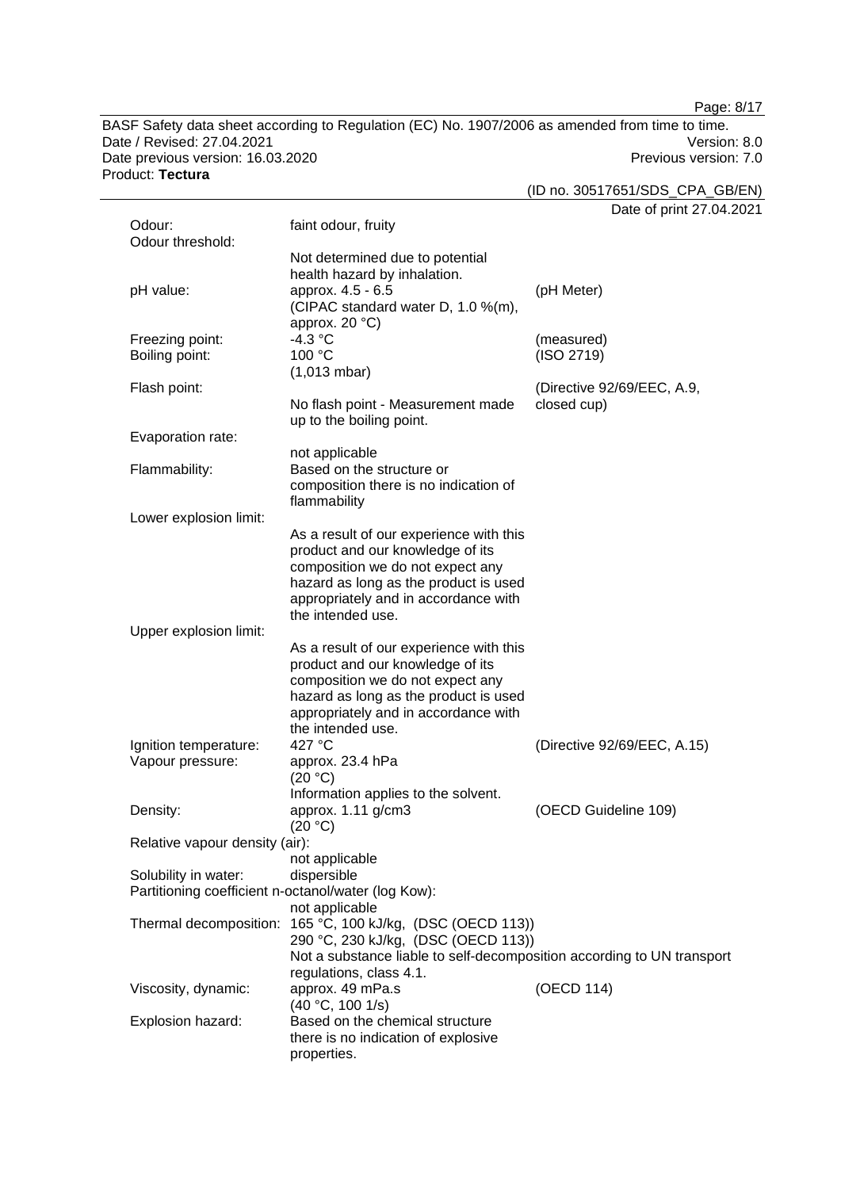| | | |
|---|---|---|
| Odour: | faint odour, fruity | |
| Odour threshold: | Not determined due to potential health hazard by inhalation. | |
| pH value: | approx. 4.5 - 6.5 (CIPAC standard water D, 1.0 %(m), approx. 20 °C) | (pH Meter) |
| Freezing point: | -4.3 °C | (measured) |
| Boiling point: | 100 °C (1,013 mbar) | (ISO 2719) |
| Flash point: | No flash point - Measurement made up to the boiling point. | (Directive 92/69/EEC, A.9, closed cup) |
| Evaporation rate: | not applicable | |
| Flammability: | Based on the structure or composition there is no indication of flammability | |
| Lower explosion limit: | As a result of our experience with this product and our knowledge of its composition we do not expect any hazard as long as the product is used appropriately and in accordance with the intended use. | |
| Upper explosion limit: | As a result of our experience with this product and our knowledge of its composition we do not expect any hazard as long as the product is used appropriately and in accordance with the intended use. | |
| Ignition temperature: | 427 °C | (Directive 92/69/EEC, A.15) |
| Vapour pressure: | approx. 23.4 hPa (20 °C) Information applies to the solvent. | |
| Density: | approx. 1.11 g/cm3 (20 °C) | (OECD Guideline 109) |
| Relative vapour density (air): | not applicable | |
| Solubility in water: | dispersible | |
| Partitioning coefficient n-octanol/water (log Kow): | not applicable | |
| Thermal decomposition: | 165 °C, 100 kJ/kg, (DSC (OECD 113)) 290 °C, 230 kJ/kg, (DSC (OECD 113)) Not a substance liable to self-decomposition according to UN transport regulations, class 4.1. | |
| Viscosity, dynamic: | approx. 49 mPa.s (40 °C, 100 1/s) | (OECD 114) |
| Explosion hazard: | Based on the chemical structure there is no indication of explosive properties. | |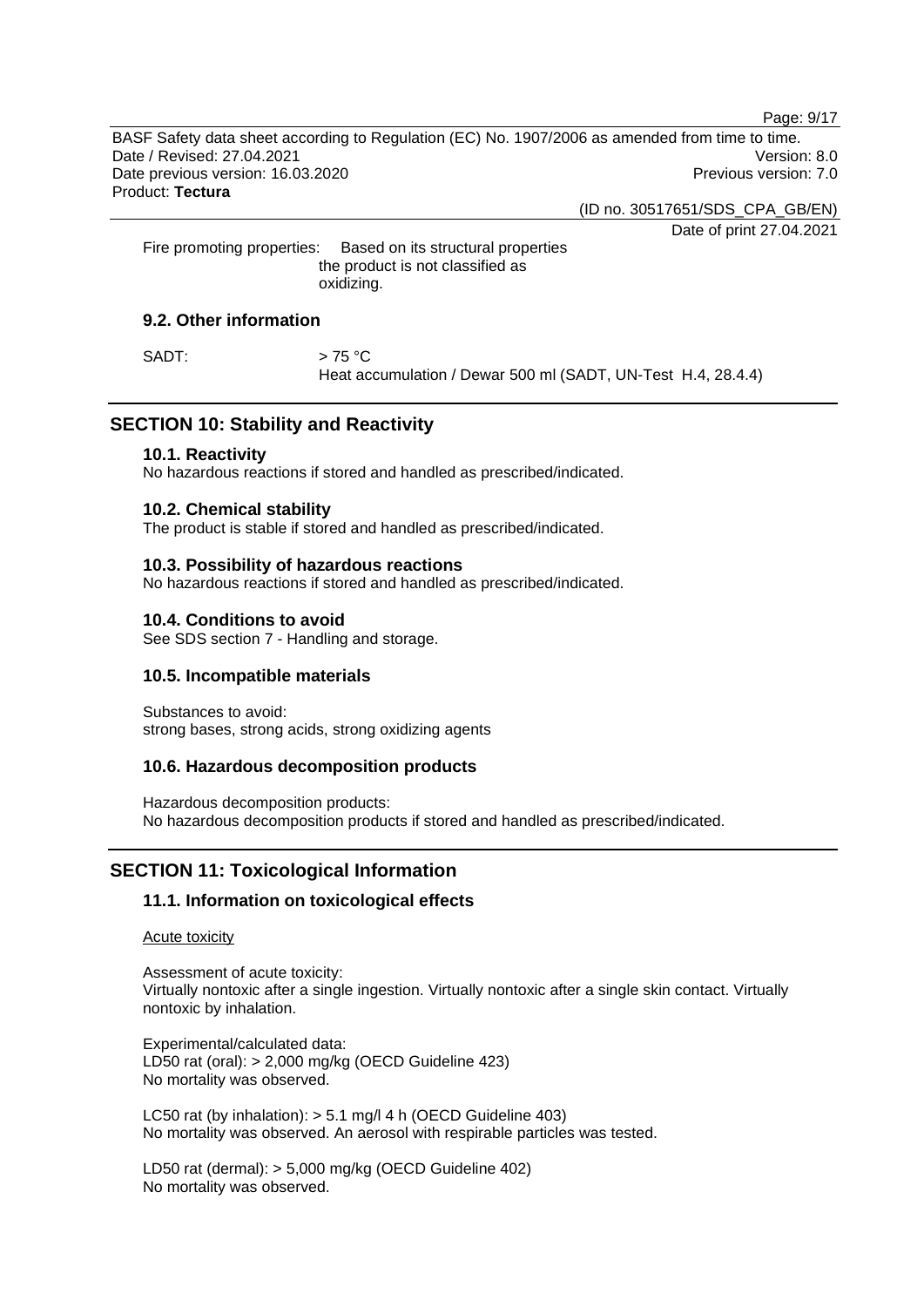Fire promoting properties: Based on its structural properties the product is not classified as oxidizing.

### 9.2. Other information

SADT: > 75 °C
Heat accumulation / Dewar 500 ml (SADT, UN-Test H.4, 28.4.4)

## SECTION 10: Stability and Reactivity

### 10.1. Reactivity

No hazardous reactions if stored and handled as prescribed/indicated.

### 10.2. Chemical stability

The product is stable if stored and handled as prescribed/indicated.

### 10.3. Possibility of hazardous reactions

No hazardous reactions if stored and handled as prescribed/indicated.

### 10.4. Conditions to avoid

See SDS section 7 - Handling and storage.

### 10.5. Incompatible materials

Substances to avoid:
strong bases, strong acids, strong oxidizing agents

### 10.6. Hazardous decomposition products

Hazardous decomposition products:
No hazardous decomposition products if stored and handled as prescribed/indicated.

## SECTION 11: Toxicological Information

### 11.1. Information on toxicological effects

Acute toxicity

Assessment of acute toxicity:
Virtually nontoxic after a single ingestion. Virtually nontoxic after a single skin contact. Virtually nontoxic by inhalation.

Experimental/calculated data:
LD50 rat (oral): > 2,000 mg/kg (OECD Guideline 423)
No mortality was observed.

LC50 rat (by inhalation): > 5.1 mg/l 4 h (OECD Guideline 403)
No mortality was observed. An aerosol with respirable particles was tested.

LD50 rat (dermal): > 5,000 mg/kg (OECD Guideline 402)
No mortality was observed.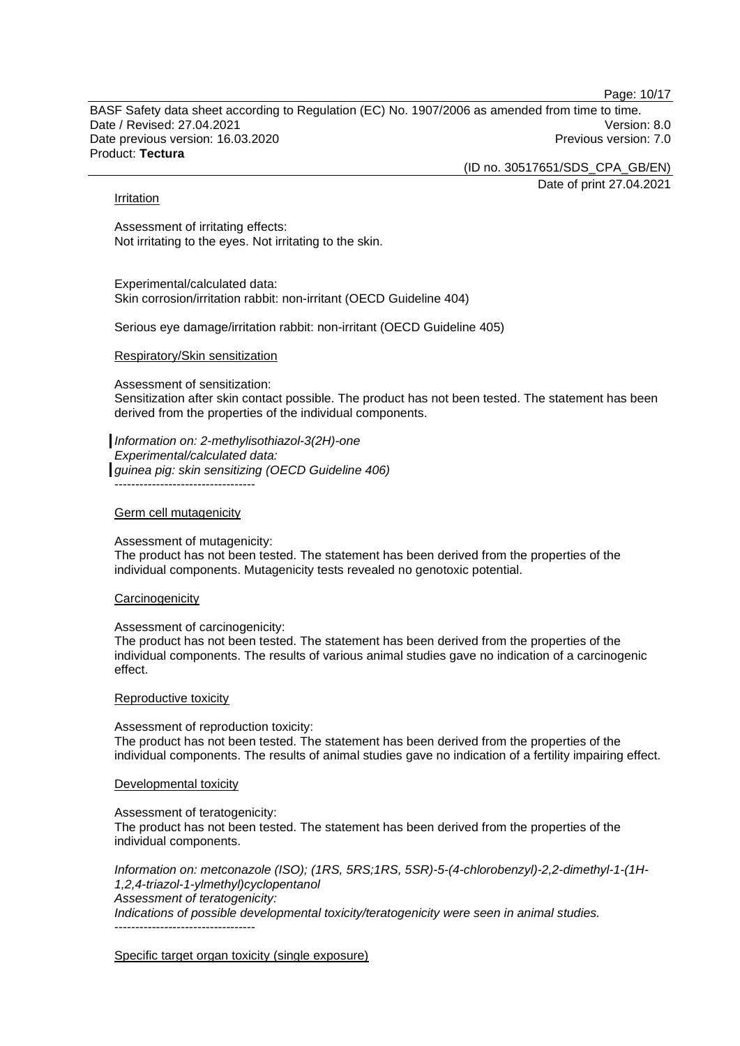#### Irritation

Assessment of irritating effects:
Not irritating to the eyes. Not irritating to the skin.

Experimental/calculated data:
Skin corrosion/irritation rabbit: non-irritant (OECD Guideline 404)

Serious eye damage/irritation rabbit: non-irritant (OECD Guideline 405)

#### Respiratory/Skin sensitization

Assessment of sensitization:
Sensitization after skin contact possible. The product has not been tested. The statement has been derived from the properties of the individual components.

*Information on: 2-methylisothiazol-3(2H)-one*
*Experimental/calculated data:*
*guinea pig: skin sensitizing (OECD Guideline 406)*
----------------------------------

#### Germ cell mutagenicity

Assessment of mutagenicity:
The product has not been tested. The statement has been derived from the properties of the individual components. Mutagenicity tests revealed no genotoxic potential.

#### Carcinogenicity

Assessment of carcinogenicity:
The product has not been tested. The statement has been derived from the properties of the individual components. The results of various animal studies gave no indication of a carcinogenic effect.

#### Reproductive toxicity

Assessment of reproduction toxicity:
The product has not been tested. The statement has been derived from the properties of the individual components. The results of animal studies gave no indication of a fertility impairing effect.

#### Developmental toxicity

Assessment of teratogenicity:
The product has not been tested. The statement has been derived from the properties of the individual components.

*Information on: metconazole (ISO); (1RS, 5RS;1RS, 5SR)-5-(4-chlorobenzyl)-2,2-dimethyl-1-(1H-1,2,4-triazol-1-ylmethyl)cyclopentanol*
*Assessment of teratogenicity:*
*Indications of possible developmental toxicity/teratogenicity were seen in animal studies.*
----------------------------------

#### Specific target organ toxicity (single exposure)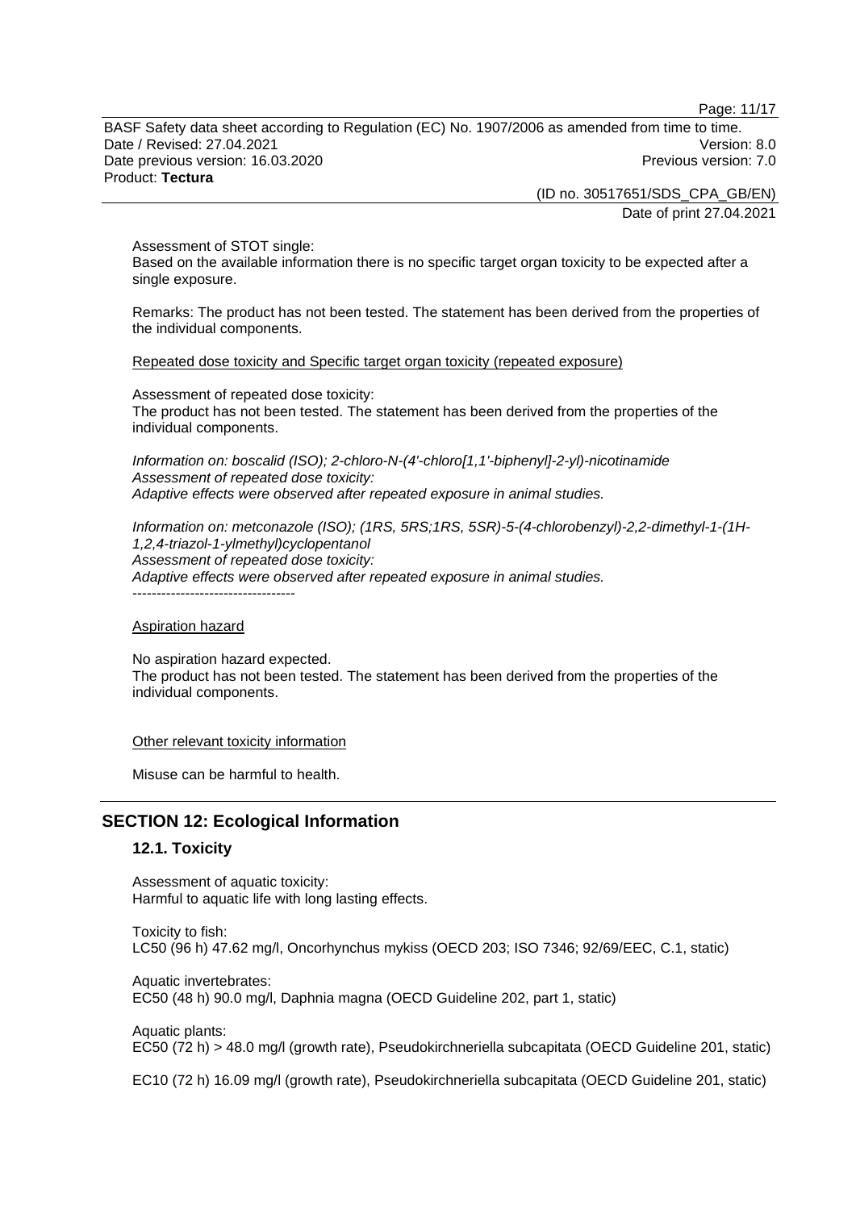Assessment of STOT single:
Based on the available information there is no specific target organ toxicity to be expected after a single exposure.

Remarks: The product has not been tested. The statement has been derived from the properties of the individual components.

Repeated dose toxicity and Specific target organ toxicity (repeated exposure)

Assessment of repeated dose toxicity:
The product has not been tested. The statement has been derived from the properties of the individual components.

*Information on: boscalid (ISO); 2-chloro-N-(4'-chloro[1,1'-biphenyl]-2-yl)-nicotinamide*
*Assessment of repeated dose toxicity:*
*Adaptive effects were observed after repeated exposure in animal studies.*

*Information on: metconazole (ISO); (1RS, 5RS;1RS, 5SR)-5-(4-chlorobenzyl)-2,2-dimethyl-1-(1H-1,2,4-triazol-1-ylmethyl)cyclopentanol*
*Assessment of repeated dose toxicity:*
*Adaptive effects were observed after repeated exposure in animal studies.*
----------------------------------

Aspiration hazard

No aspiration hazard expected.
The product has not been tested. The statement has been derived from the properties of the individual components.

Other relevant toxicity information

Misuse can be harmful to health.

## SECTION 12: Ecological Information

### 12.1. Toxicity

Assessment of aquatic toxicity:
Harmful to aquatic life with long lasting effects.

Toxicity to fish:
LC50 (96 h) 47.62 mg/l, Oncorhynchus mykiss (OECD 203; ISO 7346; 92/69/EEC, C.1, static)

Aquatic invertebrates:
EC50 (48 h) 90.0 mg/l, Daphnia magna (OECD Guideline 202, part 1, static)

Aquatic plants:
EC50 (72 h) > 48.0 mg/l (growth rate), Pseudokirchneriella subcapitata (OECD Guideline 201, static)

EC10 (72 h) 16.09 mg/l (growth rate), Pseudokirchneriella subcapitata (OECD Guideline 201, static)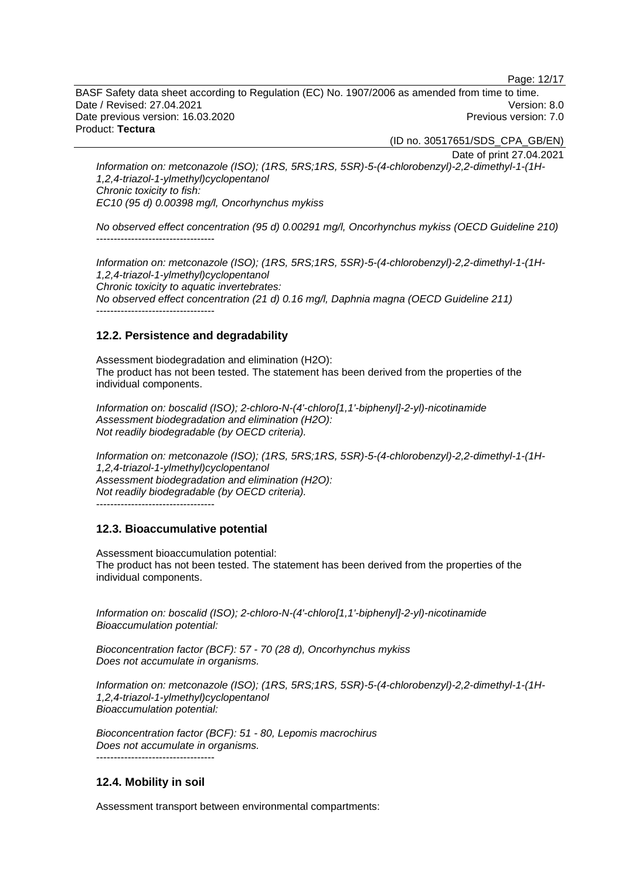*Information on: metconazole (ISO); (1RS, 5RS;1RS, 5SR)-5-(4-chlorobenzyl)-2,2-dimethyl-1-(1H-1,2,4-triazol-1-ylmethyl)cyclopentanol*
*Chronic toxicity to fish:*
*EC10 (95 d) 0.00398 mg/l, Oncorhynchus mykiss*

*No observed effect concentration (95 d) 0.00291 mg/l, Oncorhynchus mykiss (OECD Guideline 210)*
----------------------------------

*Information on: metconazole (ISO); (1RS, 5RS;1RS, 5SR)-5-(4-chlorobenzyl)-2,2-dimethyl-1-(1H-1,2,4-triazol-1-ylmethyl)cyclopentanol*
*Chronic toxicity to aquatic invertebrates:*
*No observed effect concentration (21 d) 0.16 mg/l, Daphnia magna (OECD Guideline 211)*
----------------------------------

### 12.2. Persistence and degradability

Assessment biodegradation and elimination (H2O):
The product has not been tested. The statement has been derived from the properties of the individual components.

*Information on: boscalid (ISO); 2-chloro-N-(4'-chloro[1,1'-biphenyl]-2-yl)-nicotinamide*
*Assessment biodegradation and elimination (H2O):*
*Not readily biodegradable (by OECD criteria).*

*Information on: metconazole (ISO); (1RS, 5RS;1RS, 5SR)-5-(4-chlorobenzyl)-2,2-dimethyl-1-(1H-1,2,4-triazol-1-ylmethyl)cyclopentanol*
*Assessment biodegradation and elimination (H2O):*
*Not readily biodegradable (by OECD criteria).*
----------------------------------

### 12.3. Bioaccumulative potential

Assessment bioaccumulation potential:
The product has not been tested. The statement has been derived from the properties of the individual components.

*Information on: boscalid (ISO); 2-chloro-N-(4'-chloro[1,1'-biphenyl]-2-yl)-nicotinamide*
*Bioaccumulation potential:*

*Bioconcentration factor (BCF): 57 - 70 (28 d), Oncorhynchus mykiss*
*Does not accumulate in organisms.*

*Information on: metconazole (ISO); (1RS, 5RS;1RS, 5SR)-5-(4-chlorobenzyl)-2,2-dimethyl-1-(1H-1,2,4-triazol-1-ylmethyl)cyclopentanol*
*Bioaccumulation potential:*

*Bioconcentration factor (BCF): 51 - 80, Lepomis macrochirus*
*Does not accumulate in organisms.*
----------------------------------

### 12.4. Mobility in soil

Assessment transport between environmental compartments: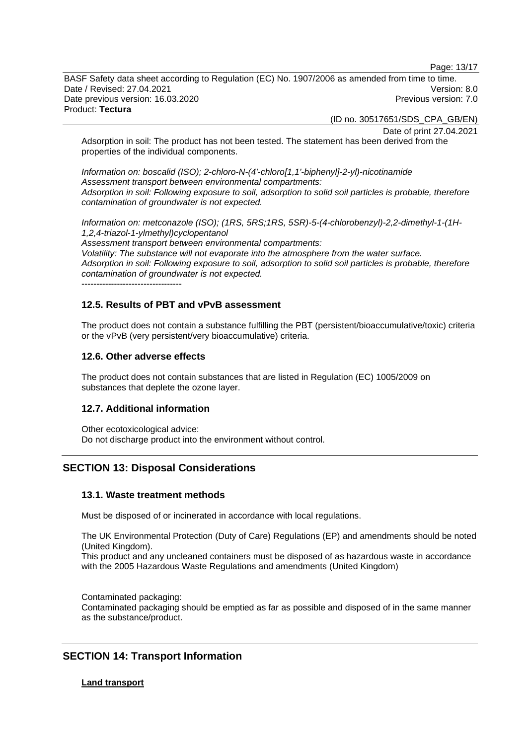Adsorption in soil: The product has not been tested. The statement has been derived from the properties of the individual components.

*Information on: boscalid (ISO); 2-chloro-N-(4'-chloro[1,1'-biphenyl]-2-yl)-nicotinamide*
*Assessment transport between environmental compartments:*
*Adsorption in soil: Following exposure to soil, adsorption to solid soil particles is probable, therefore contamination of groundwater is not expected.*

*Information on: metconazole (ISO); (1RS, 5RS;1RS, 5SR)-5-(4-chlorobenzyl)-2,2-dimethyl-1-(1H-1,2,4-triazol-1-ylmethyl)cyclopentanol*
*Assessment transport between environmental compartments:*
*Volatility: The substance will not evaporate into the atmosphere from the water surface.*
*Adsorption in soil: Following exposure to soil, adsorption to solid soil particles is probable, therefore contamination of groundwater is not expected.*
----------------------------------

### 12.5. Results of PBT and vPvB assessment

The product does not contain a substance fulfilling the PBT (persistent/bioaccumulative/toxic) criteria or the vPvB (very persistent/very bioaccumulative) criteria.

### 12.6. Other adverse effects

The product does not contain substances that are listed in Regulation (EC) 1005/2009 on substances that deplete the ozone layer.

### 12.7. Additional information

Other ecotoxicological advice:
Do not discharge product into the environment without control.

## SECTION 13: Disposal Considerations

### 13.1. Waste treatment methods

Must be disposed of or incinerated in accordance with local regulations.

The UK Environmental Protection (Duty of Care) Regulations (EP) and amendments should be noted (United Kingdom).
This product and any uncleaned containers must be disposed of as hazardous waste in accordance with the 2005 Hazardous Waste Regulations and amendments (United Kingdom)

Contaminated packaging:
Contaminated packaging should be emptied as far as possible and disposed of in the same manner as the substance/product.

## SECTION 14: Transport Information

**Land transport**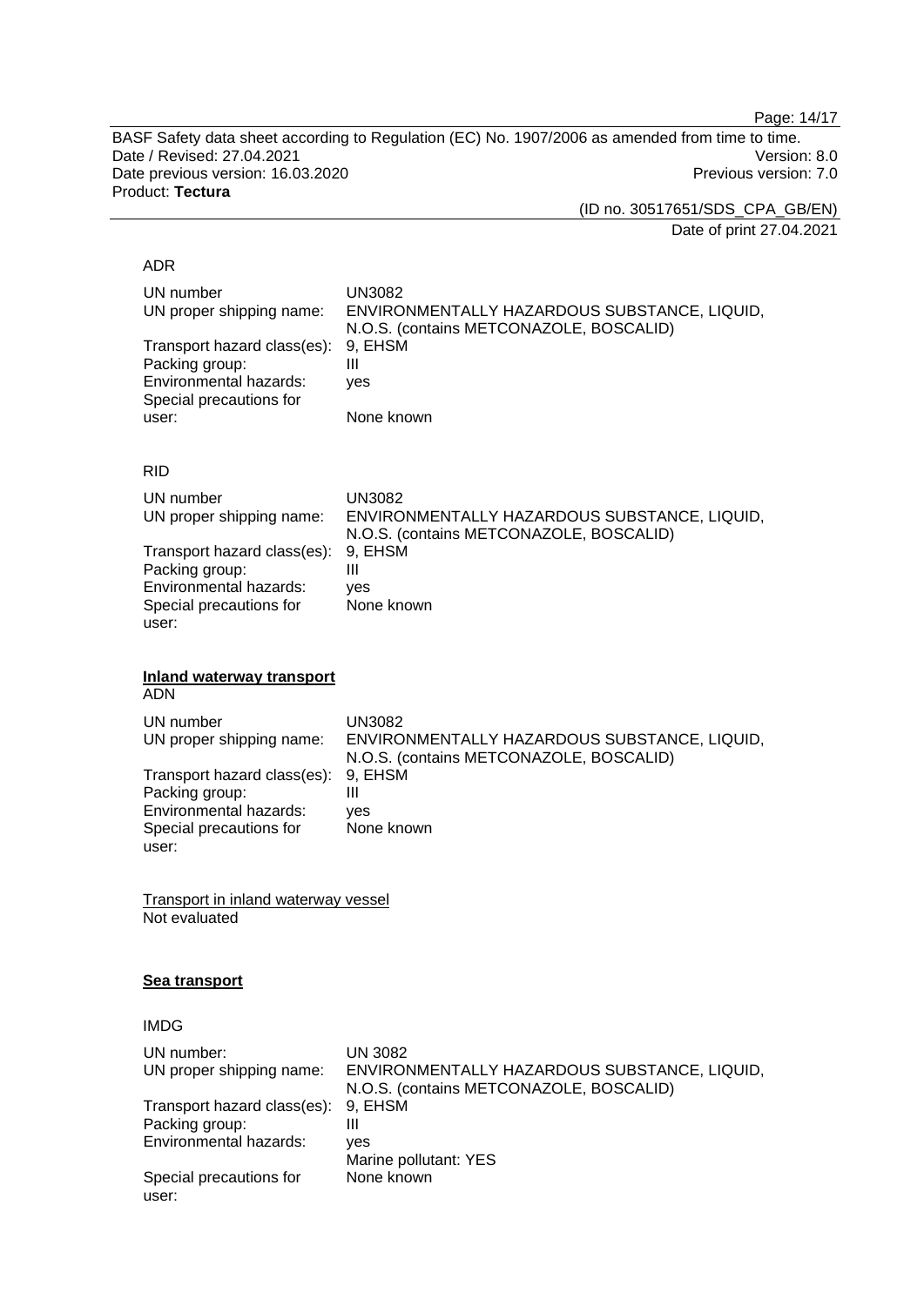ADR

| | |
|---|---|
| UN number | UN3082 |
| UN proper shipping name: | ENVIRONMENTALLY HAZARDOUS SUBSTANCE, LIQUID, N.O.S. (contains METCONAZOLE, BOSCALID) |
| Transport hazard class(es): | 9, EHSM |
| Packing group: | III |
| Environmental hazards: | yes |
| Special precautions for user: | None known |

RID

| | |
|---|---|
| UN number | UN3082 |
| UN proper shipping name: | ENVIRONMENTALLY HAZARDOUS SUBSTANCE, LIQUID, N.O.S. (contains METCONAZOLE, BOSCALID) |
| Transport hazard class(es): | 9, EHSM |
| Packing group: | III |
| Environmental hazards: | yes |
| Special precautions for user: | None known |

**Inland waterway transport**

ADN

| | |
|---|---|
| UN number | UN3082 |
| UN proper shipping name: | ENVIRONMENTALLY HAZARDOUS SUBSTANCE, LIQUID, N.O.S. (contains METCONAZOLE, BOSCALID) |
| Transport hazard class(es): | 9, EHSM |
| Packing group: | III |
| Environmental hazards: | yes |
| Special precautions for user: | None known |

Transport in inland waterway vessel

Not evaluated

**Sea transport**

IMDG

| | |
|---|---|
| UN number: | UN 3082 |
| UN proper shipping name: | ENVIRONMENTALLY HAZARDOUS SUBSTANCE, LIQUID, N.O.S. (contains METCONAZOLE, BOSCALID) |
| Transport hazard class(es): | 9, EHSM |
| Packing group: | III |
| Environmental hazards: | yes<br>Marine pollutant: YES |
| Special precautions for user: | None known |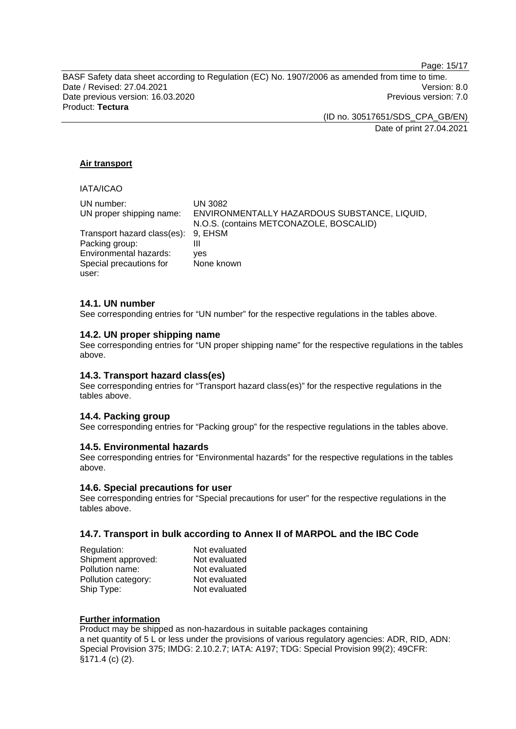**Air transport**

IATA/ICAO

| | |
|---|---|
| UN number: | UN 3082 |
| UN proper shipping name: | ENVIRONMENTALLY HAZARDOUS SUBSTANCE, LIQUID, N.O.S. (contains METCONAZOLE, BOSCALID) |
| Transport hazard class(es): | 9, EHSM |
| Packing group: | III |
| Environmental hazards: | yes |
| Special precautions for user: | None known |

## 14.1. UN number

See corresponding entries for "UN number" for the respective regulations in the tables above.

## 14.2. UN proper shipping name

See corresponding entries for "UN proper shipping name" for the respective regulations in the tables above.

## 14.3. Transport hazard class(es)

See corresponding entries for "Transport hazard class(es)" for the respective regulations in the tables above.

## 14.4. Packing group

See corresponding entries for "Packing group" for the respective regulations in the tables above.

## 14.5. Environmental hazards

See corresponding entries for "Environmental hazards" for the respective regulations in the tables above.

## 14.6. Special precautions for user

See corresponding entries for "Special precautions for user" for the respective regulations in the tables above.

## 14.7. Transport in bulk according to Annex II of MARPOL and the IBC Code

| | |
|---|---|
| Regulation: | Not evaluated |
| Shipment approved: | Not evaluated |
| Pollution name: | Not evaluated |
| Pollution category: | Not evaluated |
| Ship Type: | Not evaluated |

**Further information**

Product may be shipped as non-hazardous in suitable packages containing a net quantity of 5 L or less under the provisions of various regulatory agencies: ADR, RID, ADN: Special Provision 375; IMDG: 2.10.2.7; IATA: A197; TDG: Special Provision 99(2); 49CFR: §171.4 (c) (2).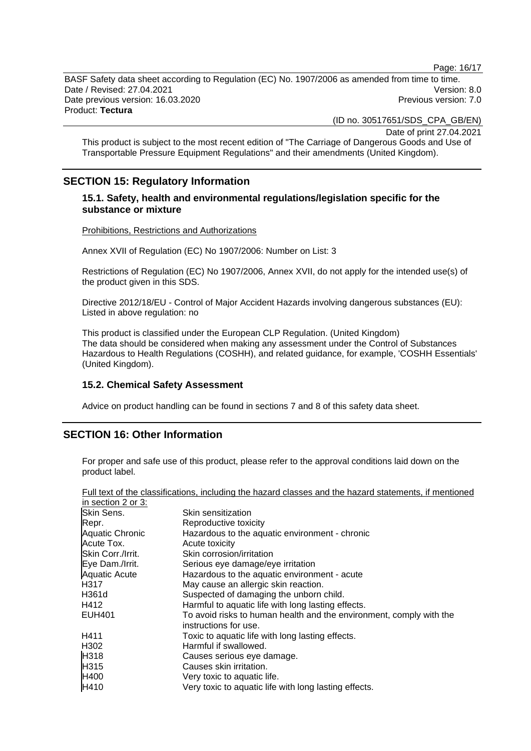This product is subject to the most recent edition of "The Carriage of Dangerous Goods and Use of Transportable Pressure Equipment Regulations" and their amendments (United Kingdom).

## SECTION 15: Regulatory Information

### 15.1. Safety, health and environmental regulations/legislation specific for the substance or mixture

Prohibitions, Restrictions and Authorizations

Annex XVII of Regulation (EC) No 1907/2006: Number on List: 3

Restrictions of Regulation (EC) No 1907/2006, Annex XVII, do not apply for the intended use(s) of the product given in this SDS.

Directive 2012/18/EU - Control of Major Accident Hazards involving dangerous substances (EU): Listed in above regulation: no

This product is classified under the European CLP Regulation. (United Kingdom)
The data should be considered when making any assessment under the Control of Substances Hazardous to Health Regulations (COSHH), and related guidance, for example, 'COSHH Essentials' (United Kingdom).

### 15.2. Chemical Safety Assessment

Advice on product handling can be found in sections 7 and 8 of this safety data sheet.

## SECTION 16: Other Information

For proper and safe use of this product, please refer to the approval conditions laid down on the product label.

Full text of the classifications, including the hazard classes and the hazard statements, if mentioned in section 2 or 3:

| | |
|---|---|
| Skin Sens. | Skin sensitization |
| Repr. | Reproductive toxicity |
| Aquatic Chronic | Hazardous to the aquatic environment - chronic |
| Acute Tox. | Acute toxicity |
| Skin Corr./Irrit. | Skin corrosion/irritation |
| Eye Dam./Irrit. | Serious eye damage/eye irritation |
| Aquatic Acute | Hazardous to the aquatic environment - acute |
| H317 | May cause an allergic skin reaction. |
| H361d | Suspected of damaging the unborn child. |
| H412 | Harmful to aquatic life with long lasting effects. |
| EUH401 | To avoid risks to human health and the environment, comply with the instructions for use. |
| H411 | Toxic to aquatic life with long lasting effects. |
| H302 | Harmful if swallowed. |
| H318 | Causes serious eye damage. |
| H315 | Causes skin irritation. |
| H400 | Very toxic to aquatic life. |
| H410 | Very toxic to aquatic life with long lasting effects. |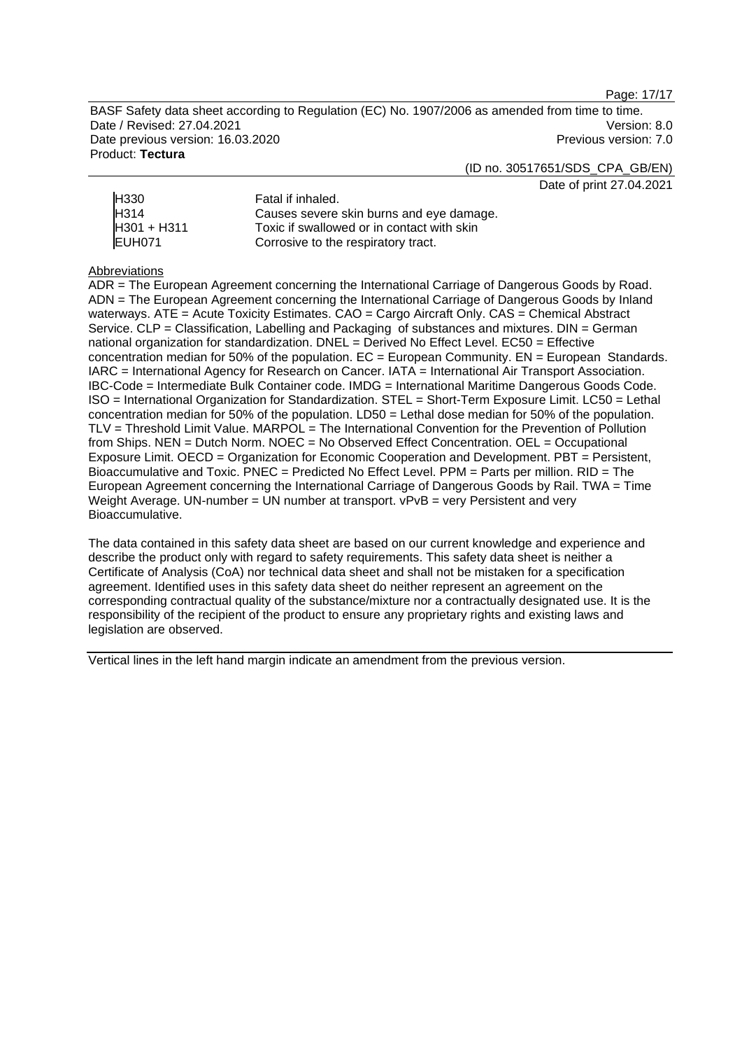| | |
|---|---|
| H330 | Fatal if inhaled. |
| H314 | Causes severe skin burns and eye damage. |
| H301 + H311 | Toxic if swallowed or in contact with skin |
| EUH071 | Corrosive to the respiratory tract. |

Abbreviations

ADR = The European Agreement concerning the International Carriage of Dangerous Goods by Road. ADN = The European Agreement concerning the International Carriage of Dangerous Goods by Inland waterways. ATE = Acute Toxicity Estimates. CAO = Cargo Aircraft Only. CAS = Chemical Abstract Service. CLP = Classification, Labelling and Packaging of substances and mixtures. DIN = German national organization for standardization. DNEL = Derived No Effect Level. EC50 = Effective concentration median for 50% of the population. EC = European Community. EN = European Standards. IARC = International Agency for Research on Cancer. IATA = International Air Transport Association. IBC-Code = Intermediate Bulk Container code. IMDG = International Maritime Dangerous Goods Code. ISO = International Organization for Standardization. STEL = Short-Term Exposure Limit. LC50 = Lethal concentration median for 50% of the population. LD50 = Lethal dose median for 50% of the population. TLV = Threshold Limit Value. MARPOL = The International Convention for the Prevention of Pollution from Ships. NEN = Dutch Norm. NOEC = No Observed Effect Concentration. OEL = Occupational Exposure Limit. OECD = Organization for Economic Cooperation and Development. PBT = Persistent, Bioaccumulative and Toxic. PNEC = Predicted No Effect Level. PPM = Parts per million. RID = The European Agreement concerning the International Carriage of Dangerous Goods by Rail. TWA = Time Weight Average. UN-number = UN number at transport. vPvB = very Persistent and very Bioaccumulative.

The data contained in this safety data sheet are based on our current knowledge and experience and describe the product only with regard to safety requirements. This safety data sheet is neither a Certificate of Analysis (CoA) nor technical data sheet and shall not be mistaken for a specification agreement. Identified uses in this safety data sheet do neither represent an agreement on the corresponding contractual quality of the substance/mixture nor a contractually designated use. It is the responsibility of the recipient of the product to ensure any proprietary rights and existing laws and legislation are observed.

---

Vertical lines in the left hand margin indicate an amendment from the previous version.